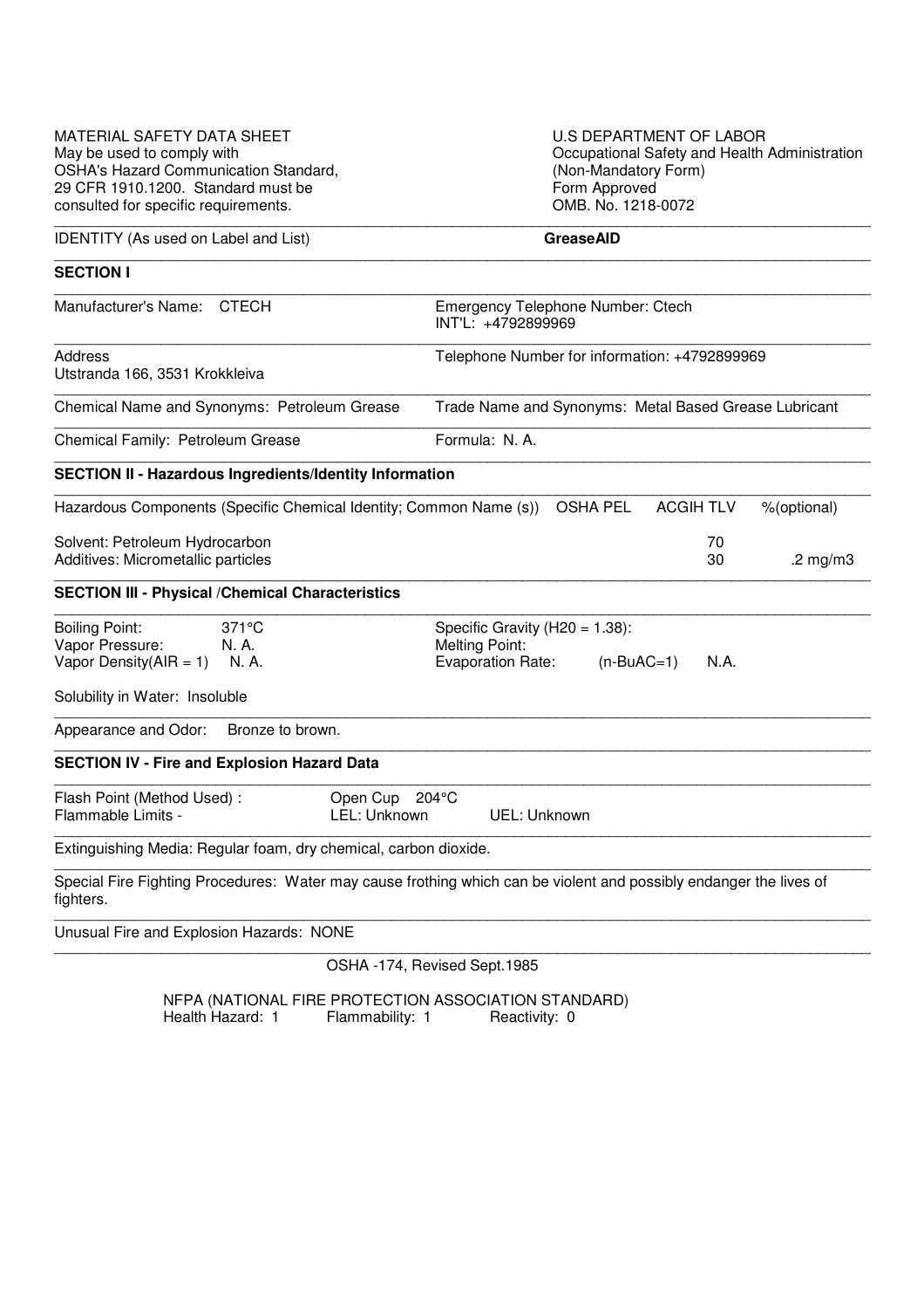MATERIAL SAFETY DATA SHEET
May be used to comply with
OSHA's Hazard Communication Standard,
29 CFR 1910.1200. Standard must be
consulted for specific requirements.

U.S DEPARTMENT OF LABOR
Occupational Safety and Health Administration
(Non-Mandatory Form)
Form Approved
OMB. No. 1218-0072

IDENTITY (As used on Label and List) **GreaseAID**

## SECTION I

| | |
|---|---|
| Manufacturer's Name: CTECH | Emergency Telephone Number: Ctech<br>INT'L: +4792899969 |
| Address<br>Utstranda 166, 3531 Krokkleiva | Telephone Number for information: +4792899969 |
| Chemical Name and Synonyms: Petroleum Grease | Trade Name and Synonyms: Metal Based Grease Lubricant |
| Chemical Family: Petroleum Grease | Formula: N. A. |

## SECTION II - Hazardous Ingredients/Identity Information

| Hazardous Components (Specific Chemical Identity; Common Name (s)) | OSHA PEL | ACGIH TLV | %(optional) |
|---|---|---|---|
| Solvent: Petroleum Hydrocarbon | | 70 | |
| Additives: Micrometallic particles | | 30 | .2 mg/m3 |

## SECTION III - Physical /Chemical Characteristics

| | | | |
|---|---|---|---|
| Boiling Point: | 371°C | Specific Gravity ($H_2O$ = 1.38): | |
| Vapor Pressure: | N. A. | Melting Point: | |
| Vapor Density(AIR = 1) | N. A. | Evaporation Rate: (n-BuAC=1) | N.A. |

Solubility in Water: Insoluble

Appearance and Odor: Bronze to brown.

## SECTION IV - Fire and Explosion Hazard Data

Flash Point (Method Used) : Open Cup 204°C
Flammable Limits - LEL: Unknown UEL: Unknown

Extinguishing Media: Regular foam, dry chemical, carbon dioxide.

Special Fire Fighting Procedures: Water may cause frothing which can be violent and possibly endanger the lives of fighters.

Unusual Fire and Explosion Hazards: NONE

OSHA -174, Revised Sept.1985

NFPA (NATIONAL FIRE PROTECTION ASSOCIATION STANDARD)
Health Hazard: 1 Flammability: 1 Reactivity: 0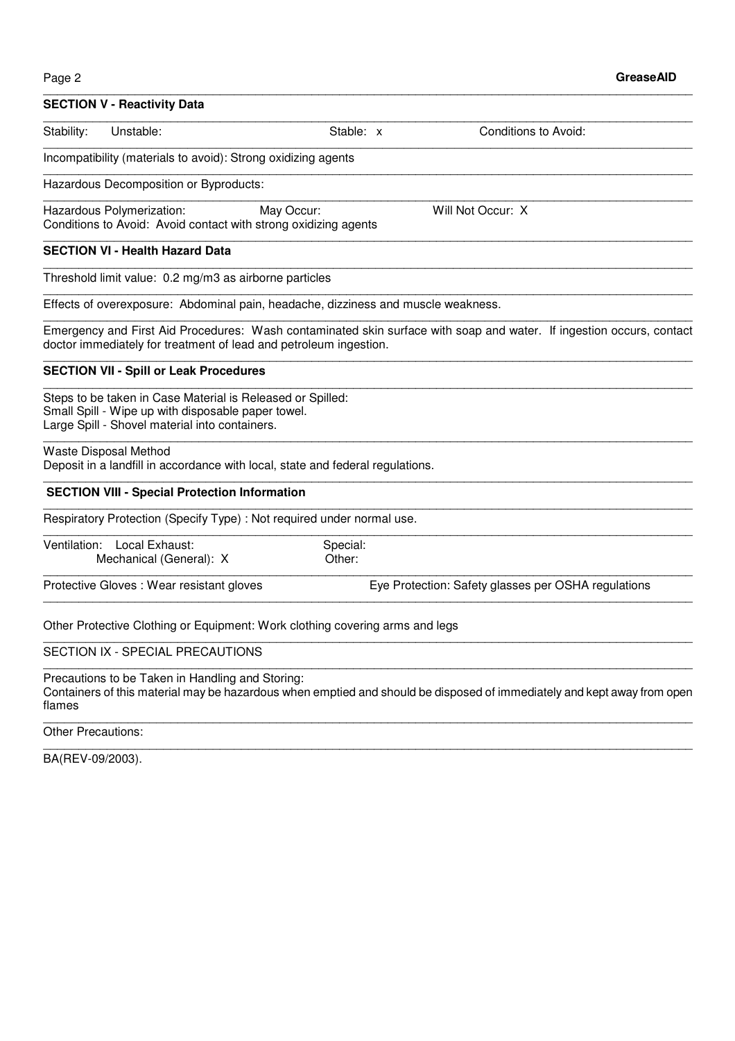## SECTION V - Reactivity Data

Stability: Unstable: Stable: x Conditions to Avoid:

Incompatibility (materials to avoid): Strong oxidizing agents

Hazardous Decomposition or Byproducts:

Hazardous Polymerization: May Occur: Will Not Occur: X
Conditions to Avoid: Avoid contact with strong oxidizing agents

## SECTION VI - Health Hazard Data

Threshold limit value: 0.2 mg/m3 as airborne particles

Effects of overexposure: Abdominal pain, headache, dizziness and muscle weakness.

Emergency and First Aid Procedures: Wash contaminated skin surface with soap and water. If ingestion occurs, contact doctor immediately for treatment of lead and petroleum ingestion.

## SECTION VII - Spill or Leak Procedures

Steps to be taken in Case Material is Released or Spilled:
Small Spill - Wipe up with disposable paper towel.
Large Spill - Shovel material into containers.

Waste Disposal Method
Deposit in a landfill in accordance with local, state and federal regulations.

## SECTION VIII - Special Protection Information

Respiratory Protection (Specify Type) : Not required under normal use.

Ventilation: Local Exhaust: Special:
Mechanical (General): X Other:

Protective Gloves : Wear resistant gloves Eye Protection: Safety glasses per OSHA regulations

Other Protective Clothing or Equipment: Work clothing covering arms and legs

## SECTION IX - SPECIAL PRECAUTIONS

Precautions to be Taken in Handling and Storing:
Containers of this material may be hazardous when emptied and should be disposed of immediately and kept away from open flames

Other Precautions:

BA(REV-09/2003).